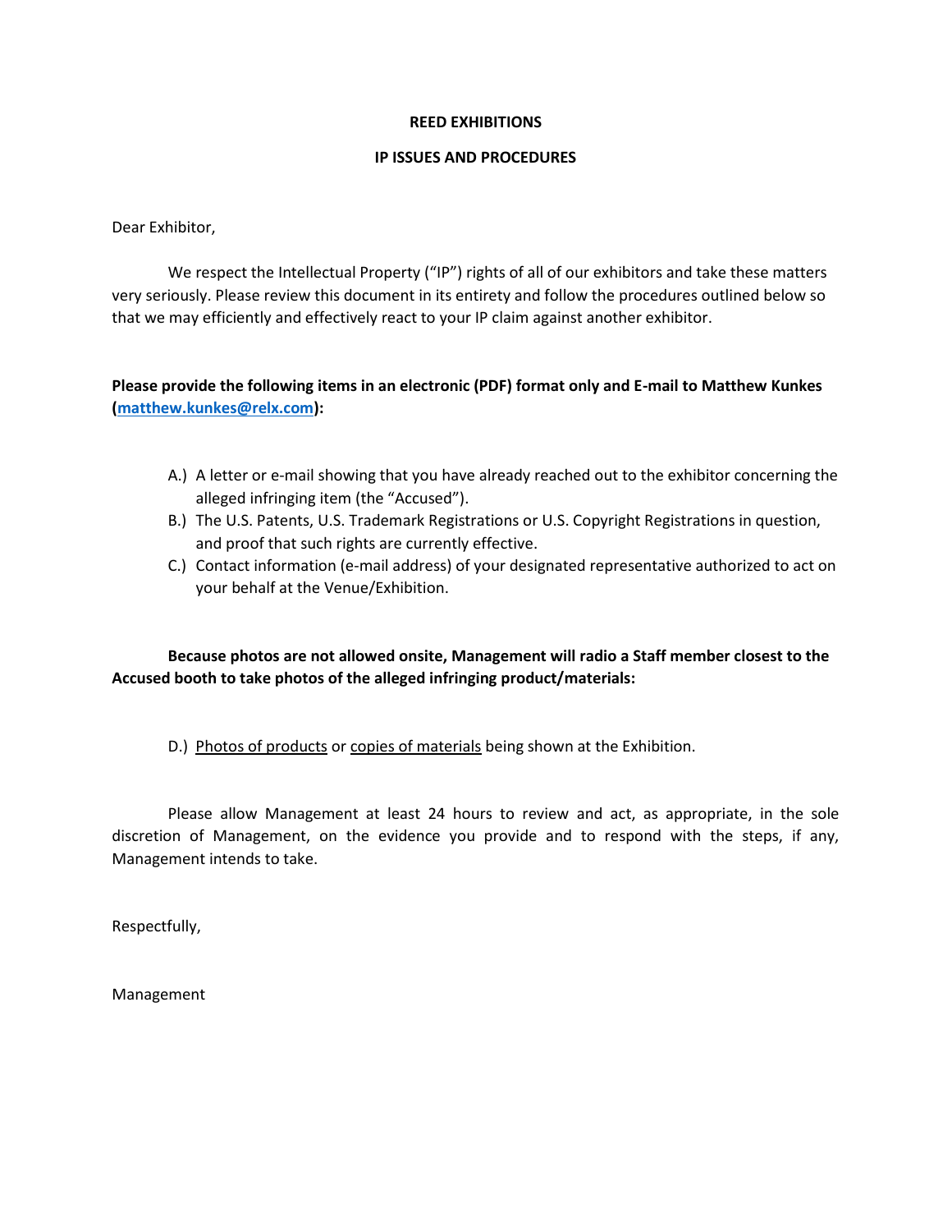**REED EXHIBITIONS**

**IP ISSUES AND PROCEDURES**

Dear Exhibitor,

We respect the Intellectual Property ("IP") rights of all of our exhibitors and take these matters very seriously. Please review this document in its entirety and follow the procedures outlined below so that we may efficiently and effectively react to your IP claim against another exhibitor.

**Please provide the following items in an electronic (PDF) format only and E-mail to Matthew Kunkes ([matthew.kunkes@relx.com](mailto:matthew.kunkes@relx.com)):**

A.) A letter or e-mail showing that you have already reached out to the exhibitor concerning the alleged infringing item (the "Accused").

B.) The U.S. Patents, U.S. Trademark Registrations or U.S. Copyright Registrations in question, and proof that such rights are currently effective.

C.) Contact information (e-mail address) of your designated representative authorized to act on your behalf at the Venue/Exhibition.

**Because photos are not allowed onsite, Management will radio a Staff member closest to the Accused booth to take photos of the alleged infringing product/materials:**

D.) Photos of products or copies of materials being shown at the Exhibition.

Please allow Management at least 24 hours to review and act, as appropriate, in the sole discretion of Management, on the evidence you provide and to respond with the steps, if any, Management intends to take.

Respectfully,

Management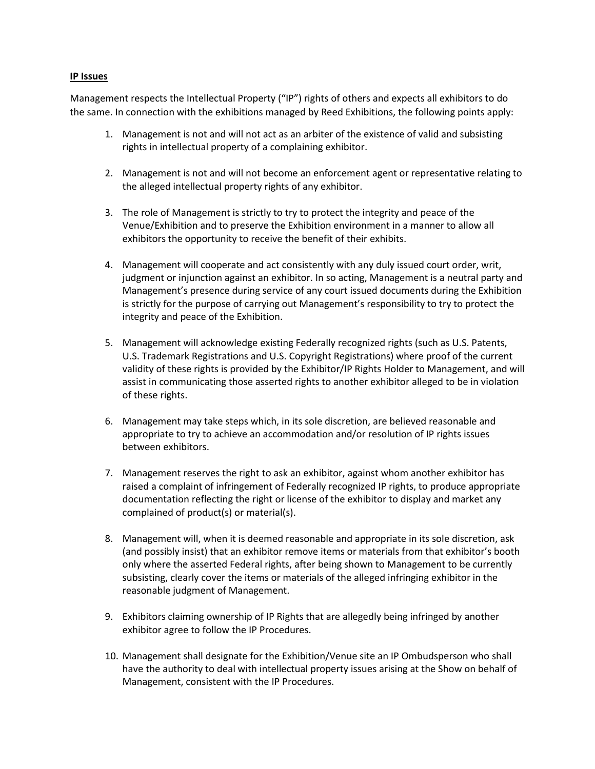**IP Issues**

Management respects the Intellectual Property ("IP") rights of others and expects all exhibitors to do the same. In connection with the exhibitions managed by Reed Exhibitions, the following points apply:

1. Management is not and will not act as an arbiter of the existence of valid and subsisting rights in intellectual property of a complaining exhibitor.

2. Management is not and will not become an enforcement agent or representative relating to the alleged intellectual property rights of any exhibitor.

3. The role of Management is strictly to try to protect the integrity and peace of the Venue/Exhibition and to preserve the Exhibition environment in a manner to allow all exhibitors the opportunity to receive the benefit of their exhibits.

4. Management will cooperate and act consistently with any duly issued court order, writ, judgment or injunction against an exhibitor. In so acting, Management is a neutral party and Management's presence during service of any court issued documents during the Exhibition is strictly for the purpose of carrying out Management's responsibility to try to protect the integrity and peace of the Exhibition.

5. Management will acknowledge existing Federally recognized rights (such as U.S. Patents, U.S. Trademark Registrations and U.S. Copyright Registrations) where proof of the current validity of these rights is provided by the Exhibitor/IP Rights Holder to Management, and will assist in communicating those asserted rights to another exhibitor alleged to be in violation of these rights.

6. Management may take steps which, in its sole discretion, are believed reasonable and appropriate to try to achieve an accommodation and/or resolution of IP rights issues between exhibitors.

7. Management reserves the right to ask an exhibitor, against whom another exhibitor has raised a complaint of infringement of Federally recognized IP rights, to produce appropriate documentation reflecting the right or license of the exhibitor to display and market any complained of product(s) or material(s).

8. Management will, when it is deemed reasonable and appropriate in its sole discretion, ask (and possibly insist) that an exhibitor remove items or materials from that exhibitor's booth only where the asserted Federal rights, after being shown to Management to be currently subsisting, clearly cover the items or materials of the alleged infringing exhibitor in the reasonable judgment of Management.

9. Exhibitors claiming ownership of IP Rights that are allegedly being infringed by another exhibitor agree to follow the IP Procedures.

10. Management shall designate for the Exhibition/Venue site an IP Ombudsperson who shall have the authority to deal with intellectual property issues arising at the Show on behalf of Management, consistent with the IP Procedures.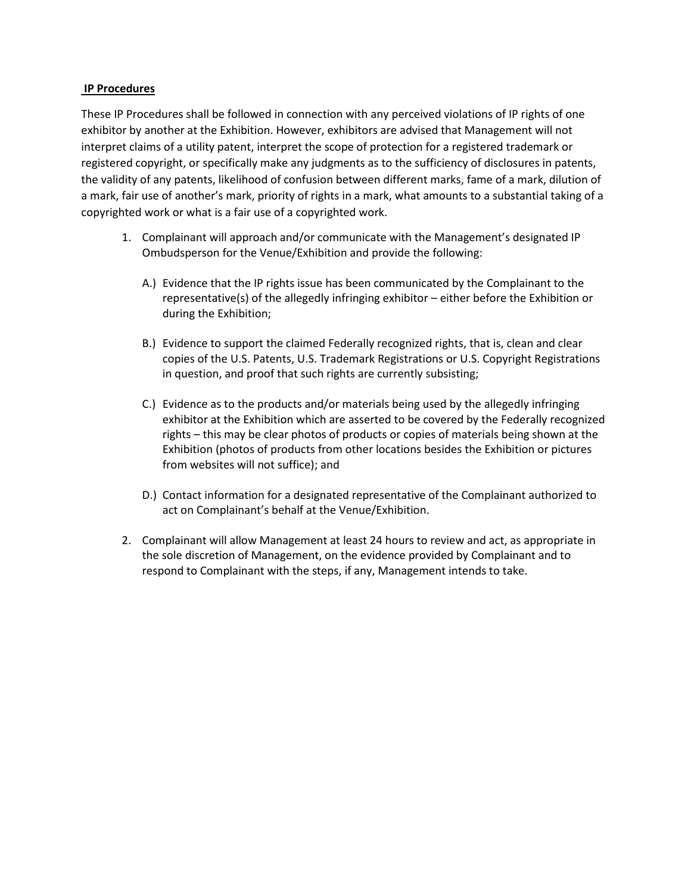**IP Procedures**

These IP Procedures shall be followed in connection with any perceived violations of IP rights of one exhibitor by another at the Exhibition. However, exhibitors are advised that Management will not interpret claims of a utility patent, interpret the scope of protection for a registered trademark or registered copyright, or specifically make any judgments as to the sufficiency of disclosures in patents, the validity of any patents, likelihood of confusion between different marks, fame of a mark, dilution of a mark, fair use of another's mark, priority of rights in a mark, what amounts to a substantial taking of a copyrighted work or what is a fair use of a copyrighted work.

1. Complainant will approach and/or communicate with the Management's designated IP Ombudsperson for the Venue/Exhibition and provide the following:

   A.) Evidence that the IP rights issue has been communicated by the Complainant to the representative(s) of the allegedly infringing exhibitor – either before the Exhibition or during the Exhibition;

   B.) Evidence to support the claimed Federally recognized rights, that is, clean and clear copies of the U.S. Patents, U.S. Trademark Registrations or U.S. Copyright Registrations in question, and proof that such rights are currently subsisting;

   C.) Evidence as to the products and/or materials being used by the allegedly infringing exhibitor at the Exhibition which are asserted to be covered by the Federally recognized rights – this may be clear photos of products or copies of materials being shown at the Exhibition (photos of products from other locations besides the Exhibition or pictures from websites will not suffice); and

   D.) Contact information for a designated representative of the Complainant authorized to act on Complainant's behalf at the Venue/Exhibition.

2. Complainant will allow Management at least 24 hours to review and act, as appropriate in the sole discretion of Management, on the evidence provided by Complainant and to respond to Complainant with the steps, if any, Management intends to take.